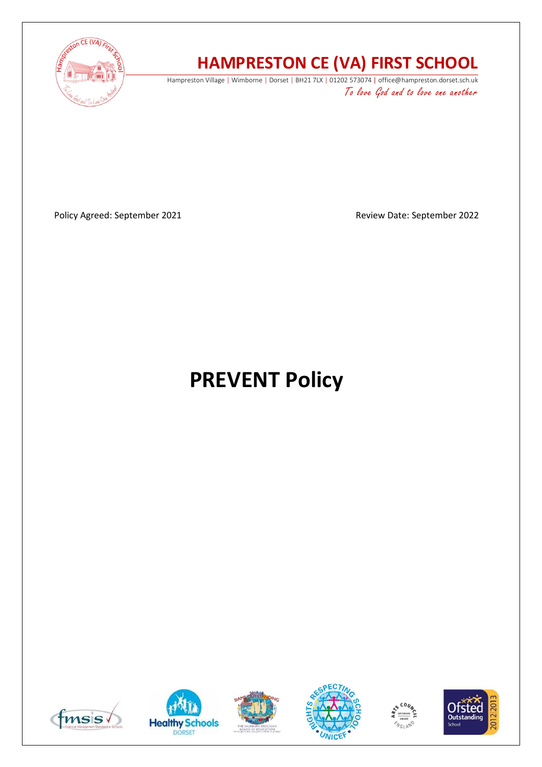# HAMPRESTON CE (VA) FIRST SCHOOL

Hampreston Village | Wimborne | Dorset | BH21 7LX | 01202 573074 | office@hampreston.dorset.sch.uk

*To love God and to love one another*

Policy Agreed: September 2021

Review Date: September 2022

# PREVENT Policy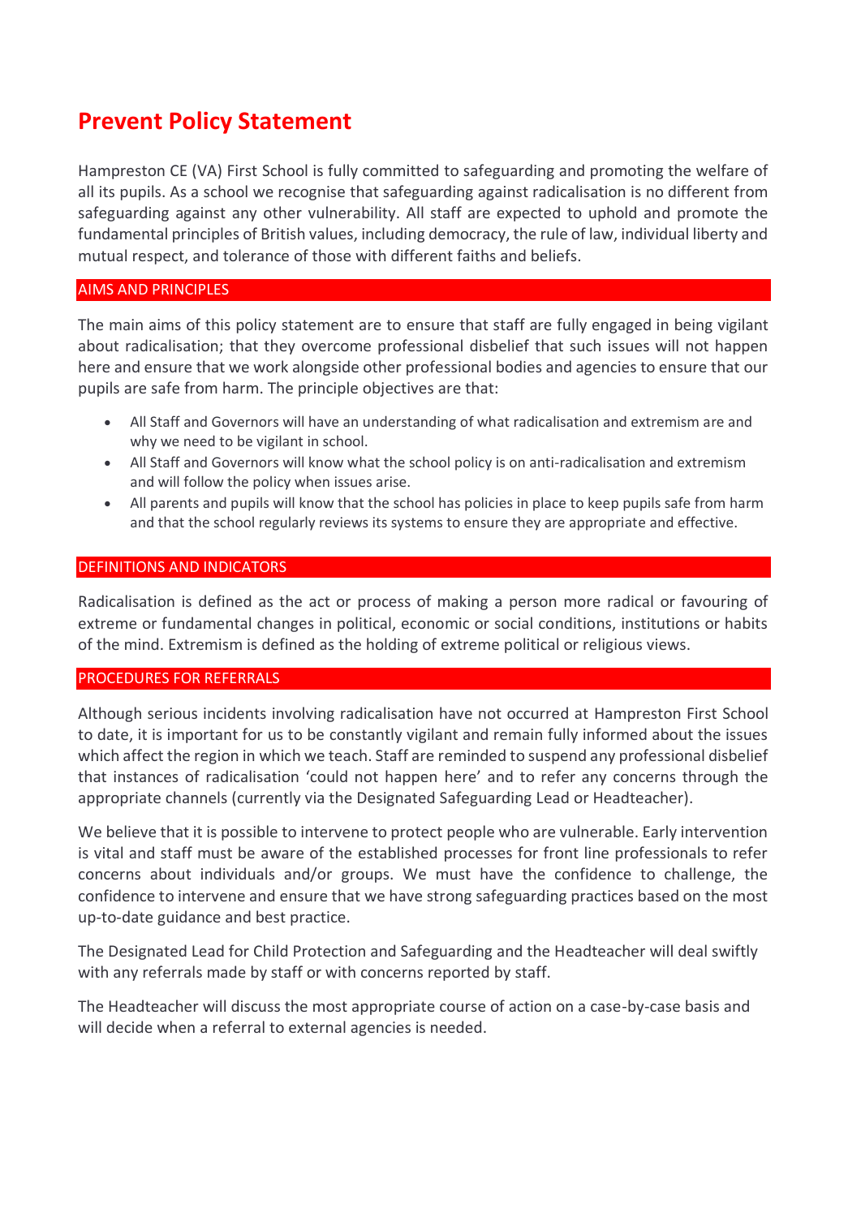# Prevent Policy Statement

Hampreston CE (VA) First School is fully committed to safeguarding and promoting the welfare of all its pupils. As a school we recognise that safeguarding against radicalisation is no different from safeguarding against any other vulnerability. All staff are expected to uphold and promote the fundamental principles of British values, including democracy, the rule of law, individual liberty and mutual respect, and tolerance of those with different faiths and beliefs.

## AIMS AND PRINCIPLES

The main aims of this policy statement are to ensure that staff are fully engaged in being vigilant about radicalisation; that they overcome professional disbelief that such issues will not happen here and ensure that we work alongside other professional bodies and agencies to ensure that our pupils are safe from harm. The principle objectives are that:

- All Staff and Governors will have an understanding of what radicalisation and extremism are and why we need to be vigilant in school.
- All Staff and Governors will know what the school policy is on anti-radicalisation and extremism and will follow the policy when issues arise.
- All parents and pupils will know that the school has policies in place to keep pupils safe from harm and that the school regularly reviews its systems to ensure they are appropriate and effective.

## DEFINITIONS AND INDICATORS

Radicalisation is defined as the act or process of making a person more radical or favouring of extreme or fundamental changes in political, economic or social conditions, institutions or habits of the mind. Extremism is defined as the holding of extreme political or religious views.

## PROCEDURES FOR REFERRALS

Although serious incidents involving radicalisation have not occurred at Hampreston First School to date, it is important for us to be constantly vigilant and remain fully informed about the issues which affect the region in which we teach. Staff are reminded to suspend any professional disbelief that instances of radicalisation 'could not happen here' and to refer any concerns through the appropriate channels (currently via the Designated Safeguarding Lead or Headteacher).

We believe that it is possible to intervene to protect people who are vulnerable. Early intervention is vital and staff must be aware of the established processes for front line professionals to refer concerns about individuals and/or groups. We must have the confidence to challenge, the confidence to intervene and ensure that we have strong safeguarding practices based on the most up-to-date guidance and best practice.

The Designated Lead for Child Protection and Safeguarding and the Headteacher will deal swiftly with any referrals made by staff or with concerns reported by staff.

The Headteacher will discuss the most appropriate course of action on a case-by-case basis and will decide when a referral to external agencies is needed.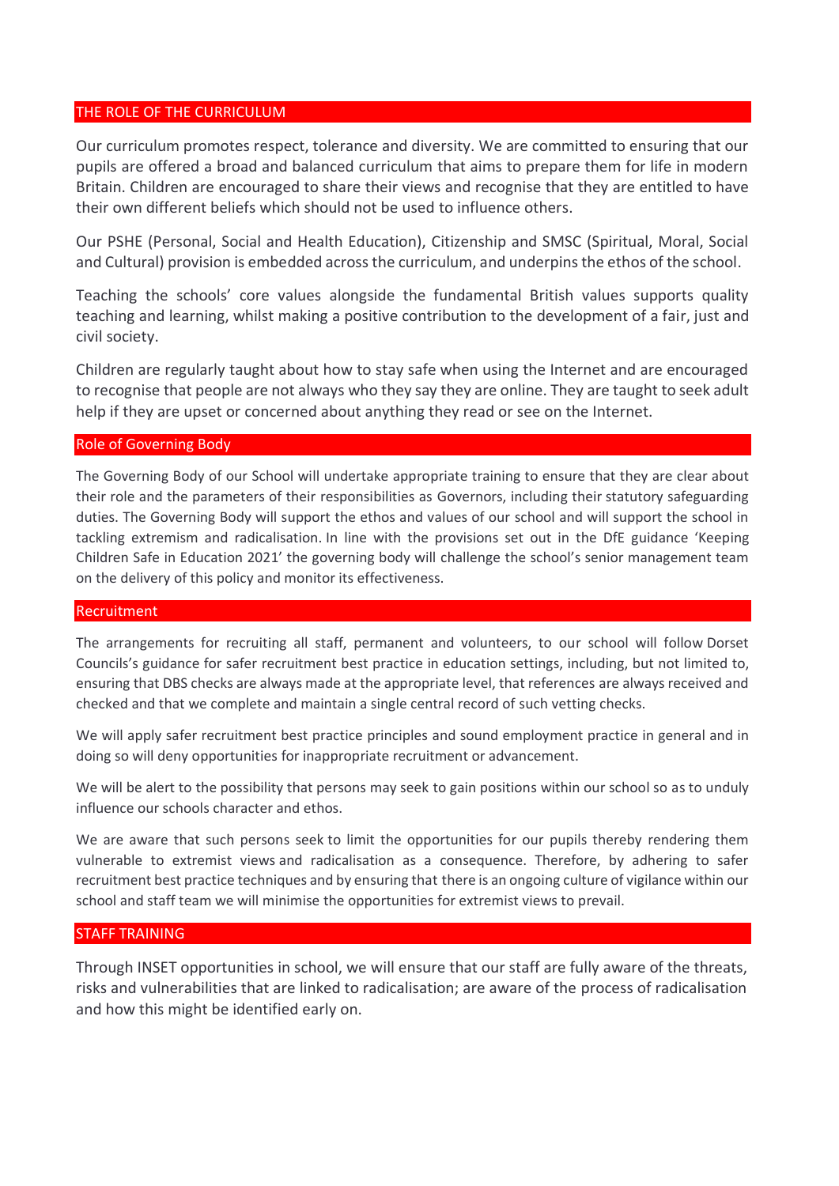## THE ROLE OF THE CURRICULUM

Our curriculum promotes respect, tolerance and diversity. We are committed to ensuring that our pupils are offered a broad and balanced curriculum that aims to prepare them for life in modern Britain. Children are encouraged to share their views and recognise that they are entitled to have their own different beliefs which should not be used to influence others.

Our PSHE (Personal, Social and Health Education), Citizenship and SMSC (Spiritual, Moral, Social and Cultural) provision is embedded across the curriculum, and underpins the ethos of the school.

Teaching the schools' core values alongside the fundamental British values supports quality teaching and learning, whilst making a positive contribution to the development of a fair, just and civil society.

Children are regularly taught about how to stay safe when using the Internet and are encouraged to recognise that people are not always who they say they are online. They are taught to seek adult help if they are upset or concerned about anything they read or see on the Internet.

## Role of Governing Body

The Governing Body of our School will undertake appropriate training to ensure that they are clear about their role and the parameters of their responsibilities as Governors, including their statutory safeguarding duties. The Governing Body will support the ethos and values of our school and will support the school in tackling extremism and radicalisation. In line with the provisions set out in the DfE guidance 'Keeping Children Safe in Education 2021' the governing body will challenge the school's senior management team on the delivery of this policy and monitor its effectiveness.

## Recruitment

The arrangements for recruiting all staff, permanent and volunteers, to our school will follow Dorset Councils's guidance for safer recruitment best practice in education settings, including, but not limited to, ensuring that DBS checks are always made at the appropriate level, that references are always received and checked and that we complete and maintain a single central record of such vetting checks.

We will apply safer recruitment best practice principles and sound employment practice in general and in doing so will deny opportunities for inappropriate recruitment or advancement.

We will be alert to the possibility that persons may seek to gain positions within our school so as to unduly influence our schools character and ethos.

We are aware that such persons seek to limit the opportunities for our pupils thereby rendering them vulnerable to extremist views and radicalisation as a consequence. Therefore, by adhering to safer recruitment best practice techniques and by ensuring that there is an ongoing culture of vigilance within our school and staff team we will minimise the opportunities for extremist views to prevail.

## STAFF TRAINING

Through INSET opportunities in school, we will ensure that our staff are fully aware of the threats, risks and vulnerabilities that are linked to radicalisation; are aware of the process of radicalisation and how this might be identified early on.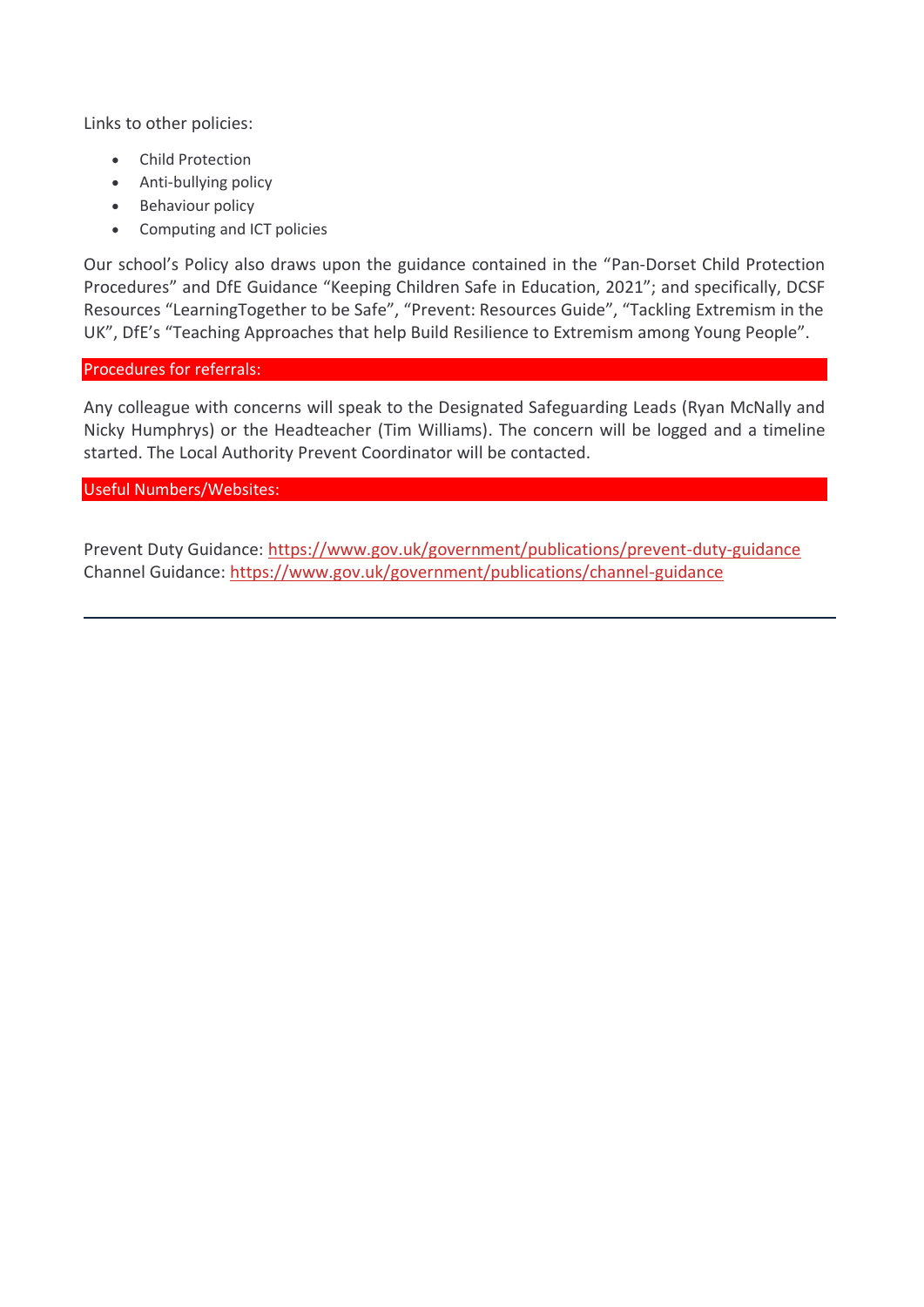Links to other policies:

- Child Protection
- Anti-bullying policy
- Behaviour policy
- Computing and ICT policies

Our school's Policy also draws upon the guidance contained in the "Pan-Dorset Child Protection Procedures" and DfE Guidance "Keeping Children Safe in Education, 2021"; and specifically, DCSF Resources "LearningTogether to be Safe", "Prevent: Resources Guide", "Tackling Extremism in the UK", DfE's "Teaching Approaches that help Build Resilience to Extremism among Young People".

## Procedures for referrals:

Any colleague with concerns will speak to the Designated Safeguarding Leads (Ryan McNally and Nicky Humphrys) or the Headteacher (Tim Williams). The concern will be logged and a timeline started. The Local Authority Prevent Coordinator will be contacted.

## Useful Numbers/Websites:

Prevent Duty Guidance: https://www.gov.uk/government/publications/prevent-duty-guidance
Channel Guidance: https://www.gov.uk/government/publications/channel-guidance

---